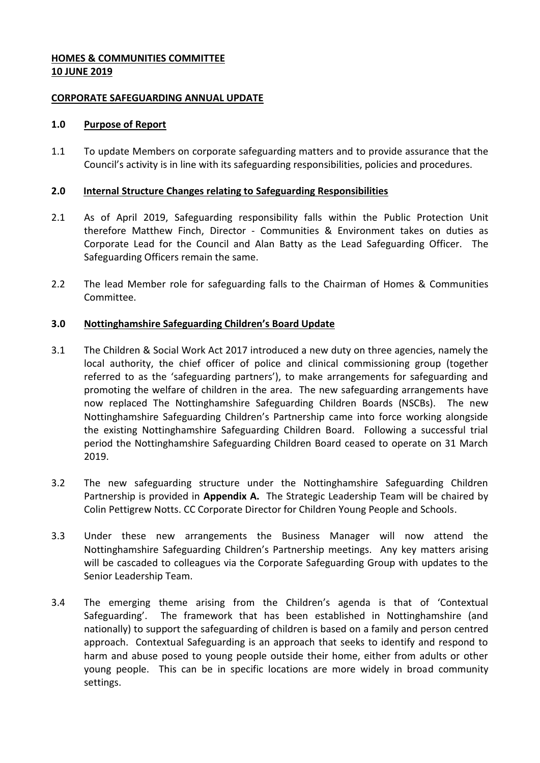**HOMES & COMMUNITIES COMMITTEE**
**10 JUNE 2019**

**CORPORATE SAFEGUARDING ANNUAL UPDATE**

**1.0 Purpose of Report**

1.1 To update Members on corporate safeguarding matters and to provide assurance that the Council's activity is in line with its safeguarding responsibilities, policies and procedures.

**2.0 Internal Structure Changes relating to Safeguarding Responsibilities**

2.1 As of April 2019, Safeguarding responsibility falls within the Public Protection Unit therefore Matthew Finch, Director - Communities & Environment takes on duties as Corporate Lead for the Council and Alan Batty as the Lead Safeguarding Officer. The Safeguarding Officers remain the same.

2.2 The lead Member role for safeguarding falls to the Chairman of Homes & Communities Committee.

**3.0 Nottinghamshire Safeguarding Children's Board Update**

3.1 The Children & Social Work Act 2017 introduced a new duty on three agencies, namely the local authority, the chief officer of police and clinical commissioning group (together referred to as the 'safeguarding partners'), to make arrangements for safeguarding and promoting the welfare of children in the area. The new safeguarding arrangements have now replaced The Nottinghamshire Safeguarding Children Boards (NSCBs). The new Nottinghamshire Safeguarding Children's Partnership came into force working alongside the existing Nottinghamshire Safeguarding Children Board. Following a successful trial period the Nottinghamshire Safeguarding Children Board ceased to operate on 31 March 2019.

3.2 The new safeguarding structure under the Nottinghamshire Safeguarding Children Partnership is provided in **Appendix A.** The Strategic Leadership Team will be chaired by Colin Pettigrew Notts. CC Corporate Director for Children Young People and Schools.

3.3 Under these new arrangements the Business Manager will now attend the Nottinghamshire Safeguarding Children's Partnership meetings. Any key matters arising will be cascaded to colleagues via the Corporate Safeguarding Group with updates to the Senior Leadership Team.

3.4 The emerging theme arising from the Children's agenda is that of 'Contextual Safeguarding'. The framework that has been established in Nottinghamshire (and nationally) to support the safeguarding of children is based on a family and person centred approach. Contextual Safeguarding is an approach that seeks to identify and respond to harm and abuse posed to young people outside their home, either from adults or other young people. This can be in specific locations are more widely in broad community settings.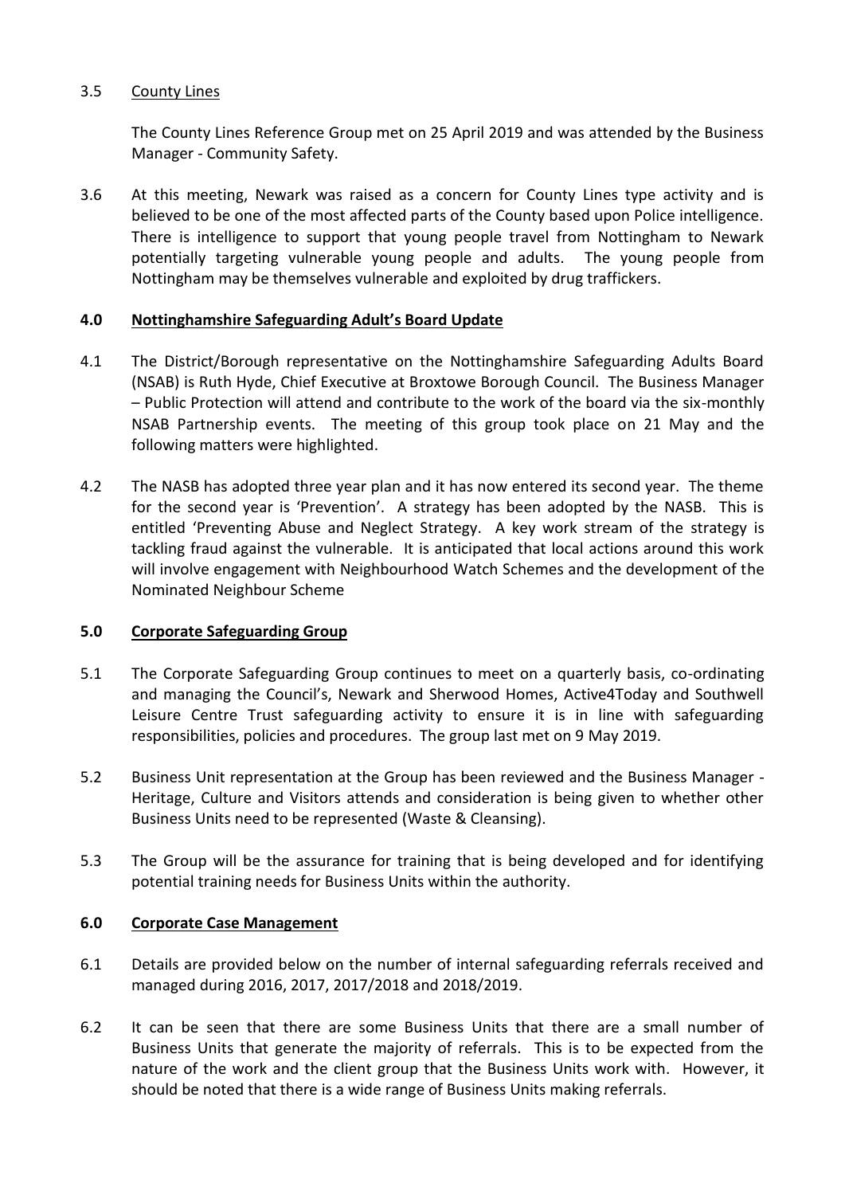3.5 County Lines

The County Lines Reference Group met on 25 April 2019 and was attended by the Business Manager - Community Safety.

3.6 At this meeting, Newark was raised as a concern for County Lines type activity and is believed to be one of the most affected parts of the County based upon Police intelligence. There is intelligence to support that young people travel from Nottingham to Newark potentially targeting vulnerable young people and adults. The young people from Nottingham may be themselves vulnerable and exploited by drug traffickers.

## 4.0 Nottinghamshire Safeguarding Adult's Board Update

4.1 The District/Borough representative on the Nottinghamshire Safeguarding Adults Board (NSAB) is Ruth Hyde, Chief Executive at Broxtowe Borough Council. The Business Manager – Public Protection will attend and contribute to the work of the board via the six-monthly NSAB Partnership events. The meeting of this group took place on 21 May and the following matters were highlighted.

4.2 The NASB has adopted three year plan and it has now entered its second year. The theme for the second year is 'Prevention'. A strategy has been adopted by the NASB. This is entitled 'Preventing Abuse and Neglect Strategy. A key work stream of the strategy is tackling fraud against the vulnerable. It is anticipated that local actions around this work will involve engagement with Neighbourhood Watch Schemes and the development of the Nominated Neighbour Scheme

## 5.0 Corporate Safeguarding Group

5.1 The Corporate Safeguarding Group continues to meet on a quarterly basis, co-ordinating and managing the Council's, Newark and Sherwood Homes, Active4Today and Southwell Leisure Centre Trust safeguarding activity to ensure it is in line with safeguarding responsibilities, policies and procedures. The group last met on 9 May 2019.

5.2 Business Unit representation at the Group has been reviewed and the Business Manager - Heritage, Culture and Visitors attends and consideration is being given to whether other Business Units need to be represented (Waste & Cleansing).

5.3 The Group will be the assurance for training that is being developed and for identifying potential training needs for Business Units within the authority.

## 6.0 Corporate Case Management

6.1 Details are provided below on the number of internal safeguarding referrals received and managed during 2016, 2017, 2017/2018 and 2018/2019.

6.2 It can be seen that there are some Business Units that there are a small number of Business Units that generate the majority of referrals. This is to be expected from the nature of the work and the client group that the Business Units work with. However, it should be noted that there is a wide range of Business Units making referrals.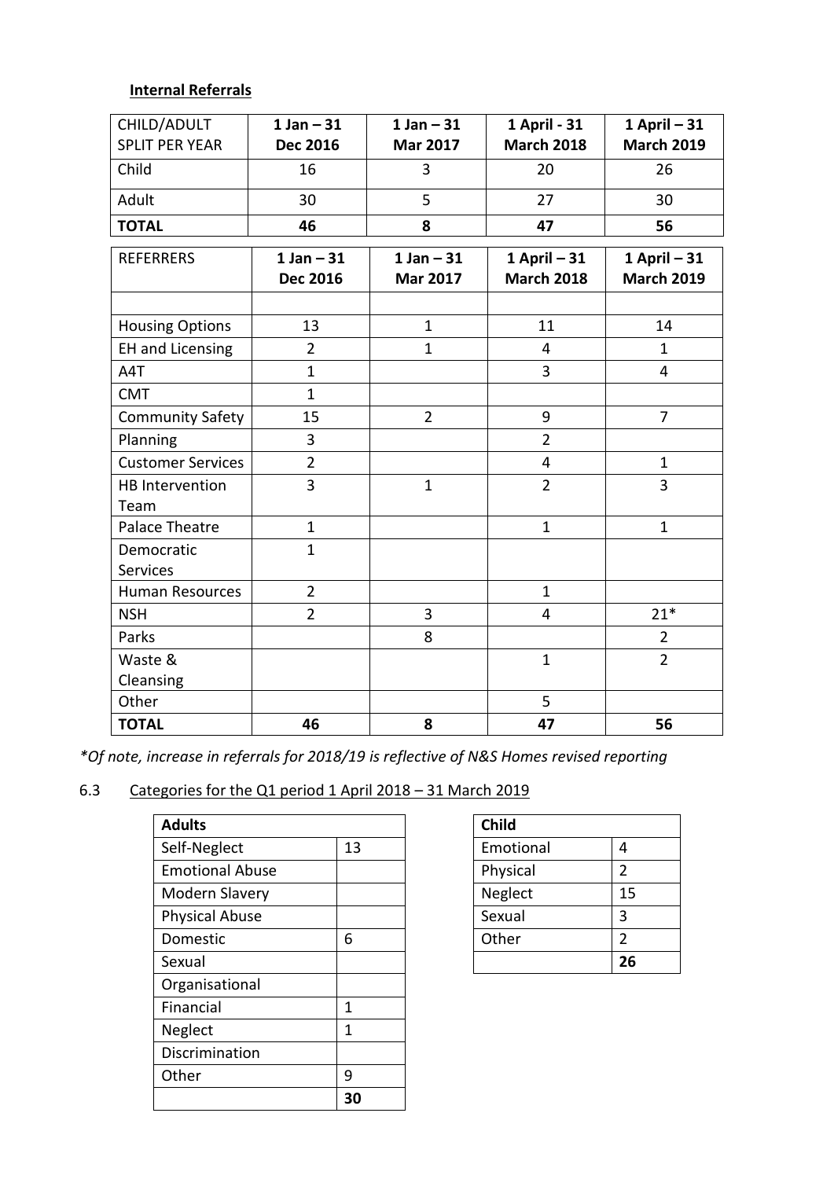**Internal Referrals**

| CHILD/ADULT SPLIT PER YEAR | 1 Jan – 31 Dec 2016 | 1 Jan – 31 Mar 2017 | 1 April - 31 March 2018 | 1 April – 31 March 2019 |
|---|---|---|---|---|
| Child | 16 | 3 | 20 | 26 |
| Adult | 30 | 5 | 27 | 30 |
| **TOTAL** | **46** | **8** | **47** | **56** |

| REFERRERS | 1 Jan – 31 Dec 2016 | 1 Jan – 31 Mar 2017 | 1 April – 31 March 2018 | 1 April – 31 March 2019 |
|---|---|---|---|---|
| | | | | |
| Housing Options | 13 | 1 | 11 | 14 |
| EH and Licensing | 2 | 1 | 4 | 1 |
| A4T | 1 | | 3 | 4 |
| CMT | 1 | | | |
| Community Safety | 15 | 2 | 9 | 7 |
| Planning | 3 | | 2 | |
| Customer Services | 2 | | 4 | 1 |
| HB Intervention Team | 3 | 1 | 2 | 3 |
| Palace Theatre | 1 | | 1 | 1 |
| Democratic Services | 1 | | | |
| Human Resources | 2 | | 1 | |
| NSH | 2 | 3 | 4 | 21* |
| Parks | | 8 | | 2 |
| Waste & Cleansing | | | 1 | 2 |
| Other | | | 5 | |
| **TOTAL** | **46** | **8** | **47** | **56** |

*\*Of note, increase in referrals for 2018/19 is reflective of N&S Homes revised reporting*

6.3 Categories for the Q1 period 1 April 2018 – 31 March 2019

| **Adults** | |
|---|---|
| Self-Neglect | 13 |
| Emotional Abuse | |
| Modern Slavery | |
| Physical Abuse | |
| Domestic | 6 |
| Sexual | |
| Organisational | |
| Financial | 1 |
| Neglect | 1 |
| Discrimination | |
| Other | 9 |
| | **30** |

| **Child** | |
|---|---|
| Emotional | 4 |
| Physical | 2 |
| Neglect | 15 |
| Sexual | 3 |
| Other | 2 |
| | **26** |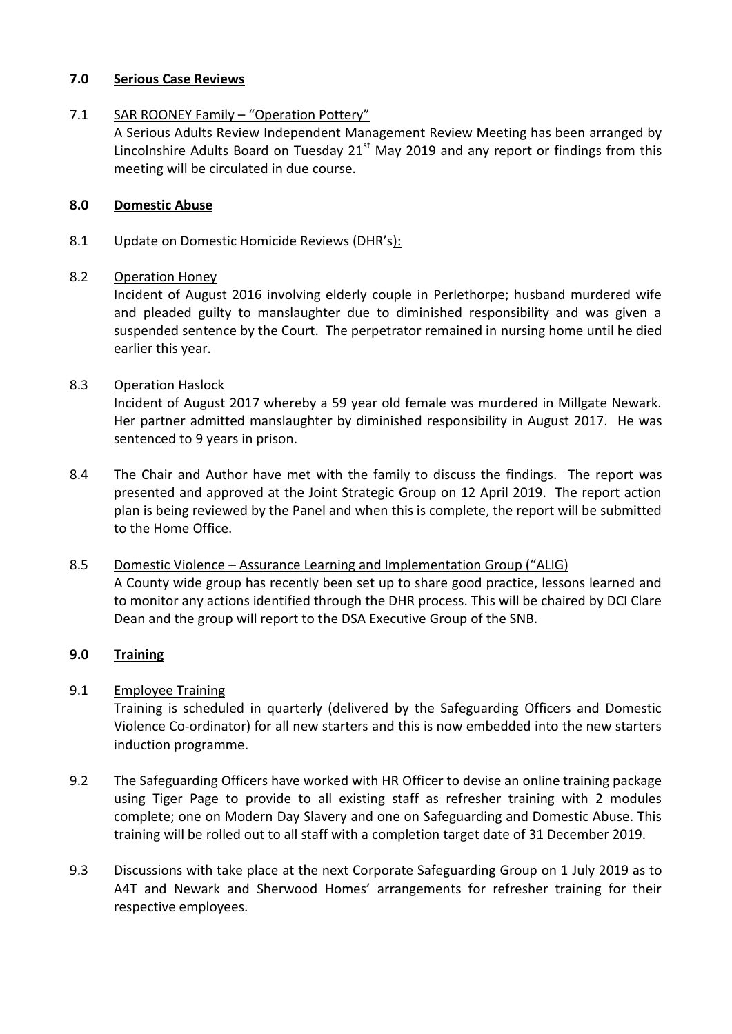## 7.0 Serious Case Reviews

7.1 SAR ROONEY Family – "Operation Pottery"

A Serious Adults Review Independent Management Review Meeting has been arranged by Lincolnshire Adults Board on Tuesday 21st May 2019 and any report or findings from this meeting will be circulated in due course.

## 8.0 Domestic Abuse

8.1 Update on Domestic Homicide Reviews (DHR's):

8.2 Operation Honey

Incident of August 2016 involving elderly couple in Perlethorpe; husband murdered wife and pleaded guilty to manslaughter due to diminished responsibility and was given a suspended sentence by the Court. The perpetrator remained in nursing home until he died earlier this year.

8.3 Operation Haslock

Incident of August 2017 whereby a 59 year old female was murdered in Millgate Newark. Her partner admitted manslaughter by diminished responsibility in August 2017. He was sentenced to 9 years in prison.

8.4 The Chair and Author have met with the family to discuss the findings. The report was presented and approved at the Joint Strategic Group on 12 April 2019. The report action plan is being reviewed by the Panel and when this is complete, the report will be submitted to the Home Office.

8.5 Domestic Violence – Assurance Learning and Implementation Group ("ALIG)

A County wide group has recently been set up to share good practice, lessons learned and to monitor any actions identified through the DHR process. This will be chaired by DCI Clare Dean and the group will report to the DSA Executive Group of the SNB.

## 9.0 Training

9.1 Employee Training

Training is scheduled in quarterly (delivered by the Safeguarding Officers and Domestic Violence Co-ordinator) for all new starters and this is now embedded into the new starters induction programme.

9.2 The Safeguarding Officers have worked with HR Officer to devise an online training package using Tiger Page to provide to all existing staff as refresher training with 2 modules complete; one on Modern Day Slavery and one on Safeguarding and Domestic Abuse. This training will be rolled out to all staff with a completion target date of 31 December 2019.

9.3 Discussions with take place at the next Corporate Safeguarding Group on 1 July 2019 as to A4T and Newark and Sherwood Homes' arrangements for refresher training for their respective employees.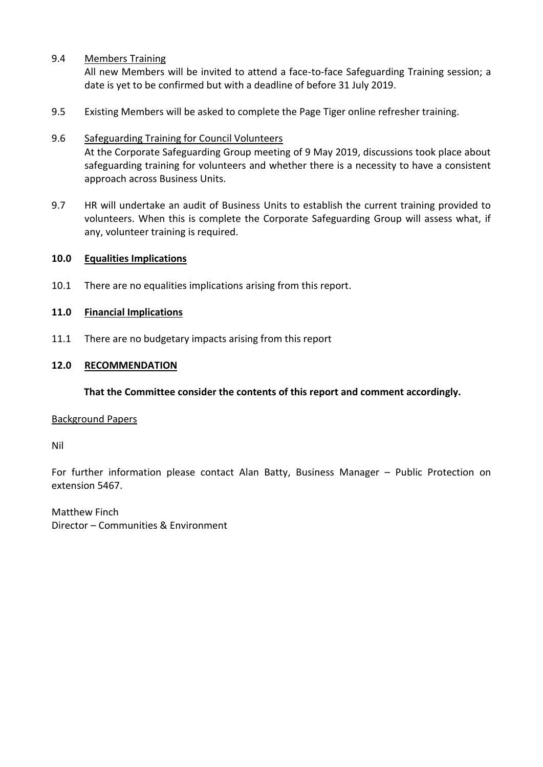9.4 Members Training

All new Members will be invited to attend a face-to-face Safeguarding Training session; a date is yet to be confirmed but with a deadline of before 31 July 2019.

9.5 Existing Members will be asked to complete the Page Tiger online refresher training.

9.6 Safeguarding Training for Council Volunteers

At the Corporate Safeguarding Group meeting of 9 May 2019, discussions took place about safeguarding training for volunteers and whether there is a necessity to have a consistent approach across Business Units.

9.7 HR will undertake an audit of Business Units to establish the current training provided to volunteers. When this is complete the Corporate Safeguarding Group will assess what, if any, volunteer training is required.

## 10.0 Equalities Implications

10.1 There are no equalities implications arising from this report.

## 11.0 Financial Implications

11.1 There are no budgetary impacts arising from this report

## 12.0 RECOMMENDATION

**That the Committee consider the contents of this report and comment accordingly.**

Background Papers

Nil

For further information please contact Alan Batty, Business Manager – Public Protection on extension 5467.

Matthew Finch
Director – Communities & Environment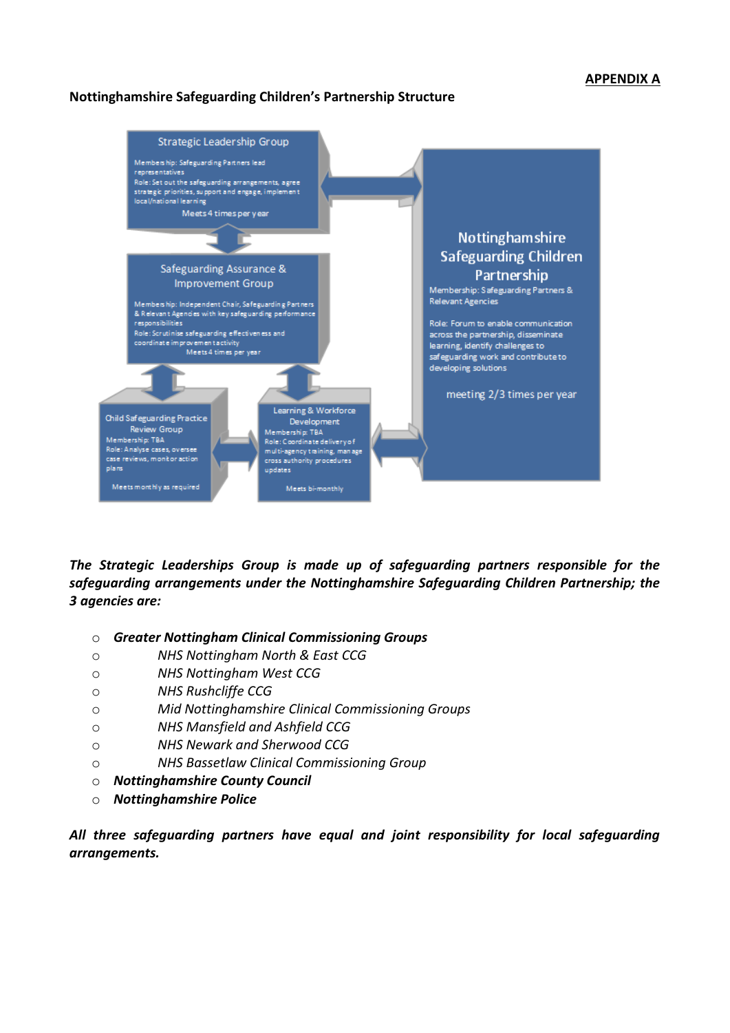**APPENDIX A**

**Nottinghamshire Safeguarding Children's Partnership Structure**

**Strategic Leadership Group**

Membership: Safeguarding Partners lead representatives
Role: Set out the safeguarding arrangements, agree strategic priorities, support and engage, implement local/national learning
Meets 4 times per year

**Safeguarding Assurance & Improvement Group**

Membership: Independent Chair, Safeguarding Partners & Relevant Agencies with key safeguarding performance responsibilities
Role: Scrutinise safeguarding effectiveness and coordinate improvement activity
Meets 4 times per year

**Child Safeguarding Practice Review Group**

Membership: TBA
Role: Analyse cases, oversee case reviews, monitor action plans
Meets monthly as required

**Learning & Workforce Development**

Membership: TBA
Role: Coordinate delivery of multi-agency training, manage cross authority procedures updates
Meets bi-monthly

**Nottinghamshire Safeguarding Children Partnership**

Membership: Safeguarding Partners & Relevant Agencies

Role: Forum to enable communication across the partnership, disseminate learning, identify challenges to safeguarding work and contribute to developing solutions

meeting 2/3 times per year

***The Strategic Leaderships Group is made up of safeguarding partners responsible for the safeguarding arrangements under the Nottinghamshire Safeguarding Children Partnership; the 3 agencies are:***

- ***Greater Nottingham Clinical Commissioning Groups***
  - *NHS Nottingham North & East CCG*
  - *NHS Nottingham West CCG*
  - *NHS Rushcliffe CCG*
  - *Mid Nottinghamshire Clinical Commissioning Groups*
  - *NHS Mansfield and Ashfield CCG*
  - *NHS Newark and Sherwood CCG*
  - *NHS Bassetlaw Clinical Commissioning Group*
- ***Nottinghamshire County Council***
- ***Nottinghamshire Police***

***All three safeguarding partners have equal and joint responsibility for local safeguarding arrangements.***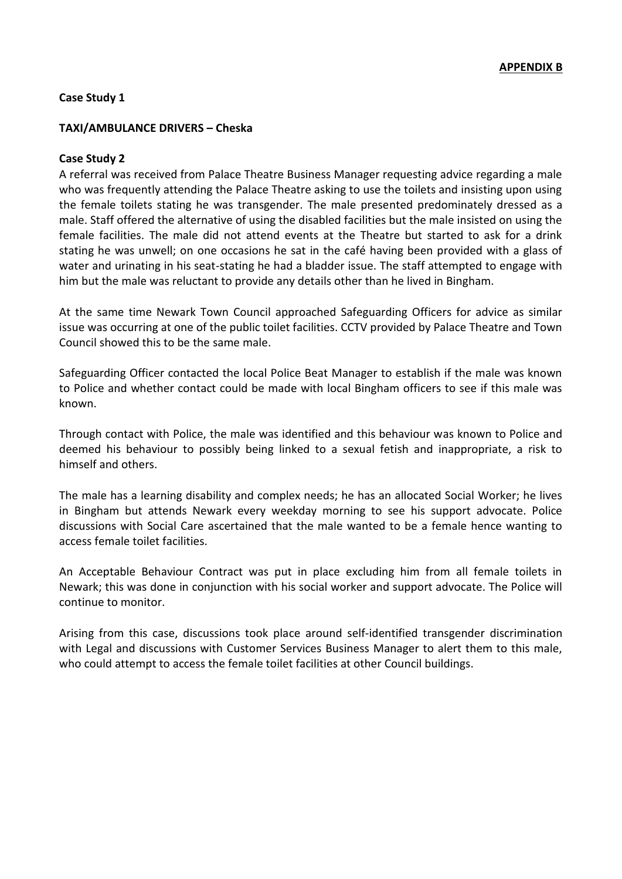**APPENDIX B**

**Case Study 1**

**TAXI/AMBULANCE DRIVERS – Cheska**

**Case Study 2**

A referral was received from Palace Theatre Business Manager requesting advice regarding a male who was frequently attending the Palace Theatre asking to use the toilets and insisting upon using the female toilets stating he was transgender. The male presented predominately dressed as a male. Staff offered the alternative of using the disabled facilities but the male insisted on using the female facilities. The male did not attend events at the Theatre but started to ask for a drink stating he was unwell; on one occasions he sat in the café having been provided with a glass of water and urinating in his seat-stating he had a bladder issue. The staff attempted to engage with him but the male was reluctant to provide any details other than he lived in Bingham.

At the same time Newark Town Council approached Safeguarding Officers for advice as similar issue was occurring at one of the public toilet facilities. CCTV provided by Palace Theatre and Town Council showed this to be the same male.

Safeguarding Officer contacted the local Police Beat Manager to establish if the male was known to Police and whether contact could be made with local Bingham officers to see if this male was known.

Through contact with Police, the male was identified and this behaviour was known to Police and deemed his behaviour to possibly being linked to a sexual fetish and inappropriate, a risk to himself and others.

The male has a learning disability and complex needs; he has an allocated Social Worker; he lives in Bingham but attends Newark every weekday morning to see his support advocate. Police discussions with Social Care ascertained that the male wanted to be a female hence wanting to access female toilet facilities.

An Acceptable Behaviour Contract was put in place excluding him from all female toilets in Newark; this was done in conjunction with his social worker and support advocate. The Police will continue to monitor.

Arising from this case, discussions took place around self-identified transgender discrimination with Legal and discussions with Customer Services Business Manager to alert them to this male, who could attempt to access the female toilet facilities at other Council buildings.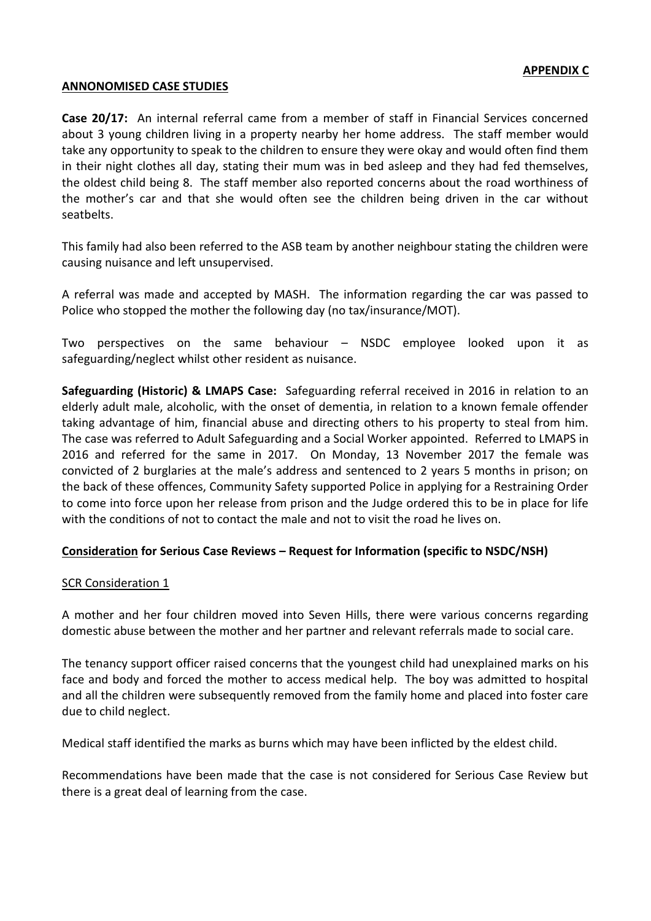**APPENDIX C**

**ANNONOMISED CASE STUDIES**

**Case 20/17:** An internal referral came from a member of staff in Financial Services concerned about 3 young children living in a property nearby her home address. The staff member would take any opportunity to speak to the children to ensure they were okay and would often find them in their night clothes all day, stating their mum was in bed asleep and they had fed themselves, the oldest child being 8. The staff member also reported concerns about the road worthiness of the mother's car and that she would often see the children being driven in the car without seatbelts.

This family had also been referred to the ASB team by another neighbour stating the children were causing nuisance and left unsupervised.

A referral was made and accepted by MASH. The information regarding the car was passed to Police who stopped the mother the following day (no tax/insurance/MOT).

Two perspectives on the same behaviour – NSDC employee looked upon it as safeguarding/neglect whilst other resident as nuisance.

**Safeguarding (Historic) & LMAPS Case:** Safeguarding referral received in 2016 in relation to an elderly adult male, alcoholic, with the onset of dementia, in relation to a known female offender taking advantage of him, financial abuse and directing others to his property to steal from him. The case was referred to Adult Safeguarding and a Social Worker appointed. Referred to LMAPS in 2016 and referred for the same in 2017. On Monday, 13 November 2017 the female was convicted of 2 burglaries at the male's address and sentenced to 2 years 5 months in prison; on the back of these offences, Community Safety supported Police in applying for a Restraining Order to come into force upon her release from prison and the Judge ordered this to be in place for life with the conditions of not to contact the male and not to visit the road he lives on.

**Consideration for Serious Case Reviews – Request for Information (specific to NSDC/NSH)**

SCR Consideration 1

A mother and her four children moved into Seven Hills, there were various concerns regarding domestic abuse between the mother and her partner and relevant referrals made to social care.

The tenancy support officer raised concerns that the youngest child had unexplained marks on his face and body and forced the mother to access medical help. The boy was admitted to hospital and all the children were subsequently removed from the family home and placed into foster care due to child neglect.

Medical staff identified the marks as burns which may have been inflicted by the eldest child.

Recommendations have been made that the case is not considered for Serious Case Review but there is a great deal of learning from the case.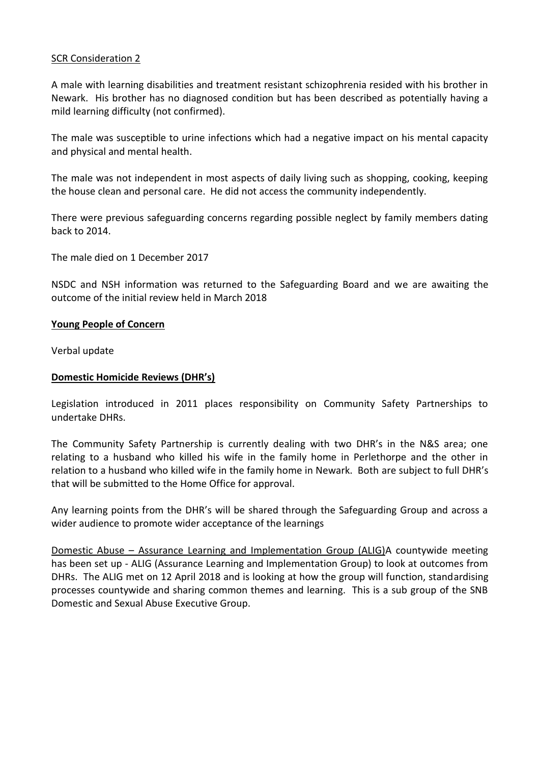SCR Consideration 2

A male with learning disabilities and treatment resistant schizophrenia resided with his brother in Newark. His brother has no diagnosed condition but has been described as potentially having a mild learning difficulty (not confirmed).

The male was susceptible to urine infections which had a negative impact on his mental capacity and physical and mental health.

The male was not independent in most aspects of daily living such as shopping, cooking, keeping the house clean and personal care. He did not access the community independently.

There were previous safeguarding concerns regarding possible neglect by family members dating back to 2014.

The male died on 1 December 2017

NSDC and NSH information was returned to the Safeguarding Board and we are awaiting the outcome of the initial review held in March 2018

**Young People of Concern**

Verbal update

**Domestic Homicide Reviews (DHR's)**

Legislation introduced in 2011 places responsibility on Community Safety Partnerships to undertake DHRs.

The Community Safety Partnership is currently dealing with two DHR's in the N&S area; one relating to a husband who killed his wife in the family home in Perlethorpe and the other in relation to a husband who killed wife in the family home in Newark. Both are subject to full DHR's that will be submitted to the Home Office for approval.

Any learning points from the DHR's will be shared through the Safeguarding Group and across a wider audience to promote wider acceptance of the learnings

Domestic Abuse – Assurance Learning and Implementation Group (ALIG)A countywide meeting has been set up - ALIG (Assurance Learning and Implementation Group) to look at outcomes from DHRs. The ALIG met on 12 April 2018 and is looking at how the group will function, standardising processes countywide and sharing common themes and learning. This is a sub group of the SNB Domestic and Sexual Abuse Executive Group.